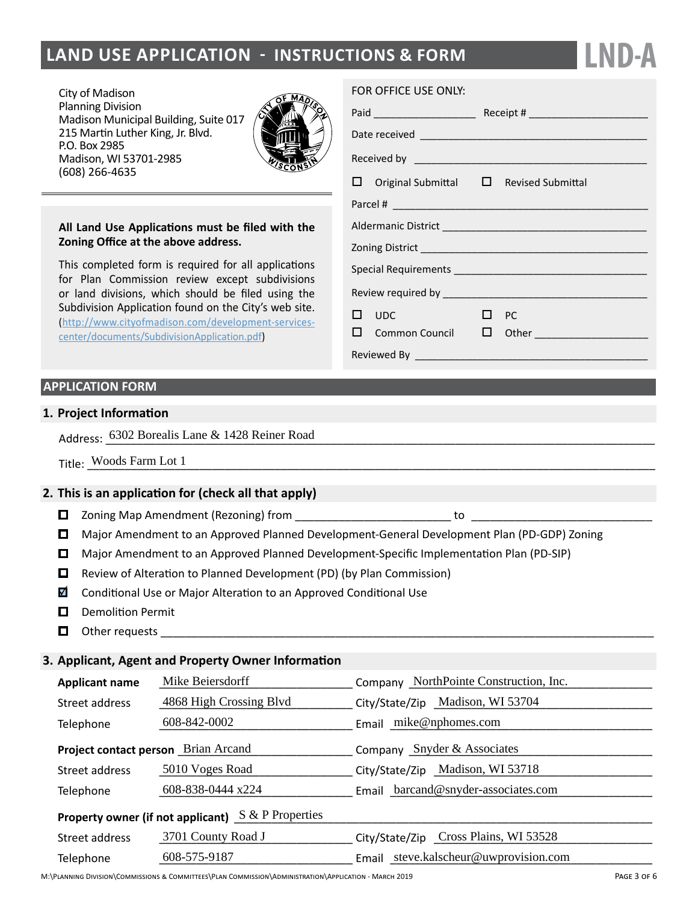# LAND USE APPLICATION - INSTRUCTIONS & FORM

**LND-A**

City of Madison
Planning Division
Madison Municipal Building, Suite 017
215 Martin Luther King, Jr. Blvd.
P.O. Box 2985
Madison, WI 53701-2985
(608) 266-4635

**All Land Use Applications must be filed with the Zoning Office at the above address.**

This completed form is required for all applications for Plan Commission review except subdivisions or land divisions, which should be filed using the Subdivision Application found on the City's web site. (http://www.cityofmadison.com/development-services-center/documents/SubdivisionApplication.pdf)

FOR OFFICE USE ONLY:

Paid ____________ Receipt # ____________

Date received ____________

Received by ____________

☐ Original Submittal ☐ Revised Submittal

Parcel # ____________

Aldermanic District ____________

Zoning District ____________

Special Requirements ____________

Review required by ____________

☐ UDC ☐ PC

☐ Common Council ☐ Other ____________

Reviewed By ____________

## APPLICATION FORM

### 1. Project Information

Address: 6302 Borealis Lane & 1428 Reiner Road

Title: Woods Farm Lot 1

### 2. This is an application for (check all that apply)

- ☐ Zoning Map Amendment (Rezoning) from ____________ to ____________
- ☐ Major Amendment to an Approved Planned Development-General Development Plan (PD-GDP) Zoning
- ☐ Major Amendment to an Approved Planned Development-Specific Implementation Plan (PD-SIP)
- ☐ Review of Alteration to Planned Development (PD) (by Plan Commission)
- ☑ Conditional Use or Major Alteration to an Approved Conditional Use
- ☐ Demolition Permit
- ☐ Other requests ____________

### 3. Applicant, Agent and Property Owner Information

| | | | |
|---|---|---|---|
| **Applicant name** | Mike Beiersdorff | Company | NorthPointe Construction, Inc. |
| Street address | 4868 High Crossing Blvd | City/State/Zip | Madison, WI 53704 |
| Telephone | 608-842-0002 | Email | mike@nphomes.com |
| **Project contact person** | Brian Arcand | Company | Snyder & Associates |
| Street address | 5010 Voges Road | City/State/Zip | Madison, WI 53718 |
| Telephone | 608-838-0444 x224 | Email | barcand@snyder-associates.com |
| **Property owner (if not applicant)** | S & P Properties | | |
| Street address | 3701 County Road J | City/State/Zip | Cross Plains, WI 53528 |
| Telephone | 608-575-9187 | Email | steve.kalscheur@uwprovision.com |

M:\Planning Division\Commissions & Committees\Plan Commission\Administration\Application - March 2019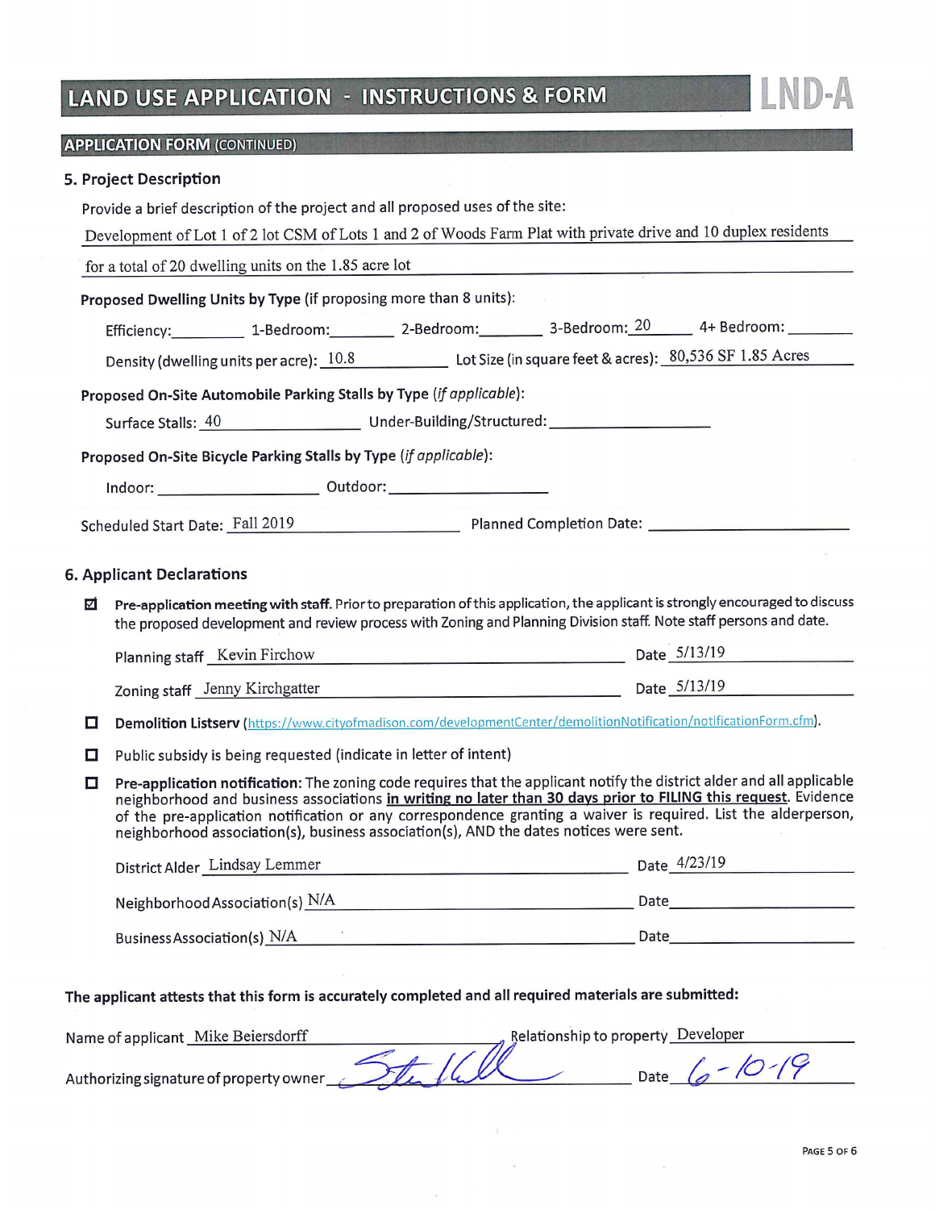# LAND USE APPLICATION - INSTRUCTIONS & FORM

LND-A

## APPLICATION FORM (CONTINUED)

### 5. Project Description

Provide a brief description of the project and all proposed uses of the site:

Development of Lot 1 of 2 lot CSM of Lots 1 and 2 of Woods Farm Plat with private drive and 10 duplex residents for a total of 20 dwelling units on the 1.85 acre lot

**Proposed Dwelling Units by Type** (if proposing more than 8 units):

Efficiency: ________ 1-Bedroom: ________ 2-Bedroom: ________ 3-Bedroom: 20 4+ Bedroom: ________

Density (dwelling units per acre): 10.8 Lot Size (in square feet & acres): 80,536 SF 1.85 Acres

**Proposed On-Site Automobile Parking Stalls by Type** (*if applicable*):

Surface Stalls: 40 Under-Building/Structured: ________

**Proposed On-Site Bicycle Parking Stalls by Type** (*if applicable*):

Indoor: ________ Outdoor: ________

Scheduled Start Date: Fall 2019 Planned Completion Date: ________

### 6. Applicant Declarations

☑ **Pre-application meeting with staff.** Prior to preparation of this application, the applicant is strongly encouraged to discuss the proposed development and review process with Zoning and Planning Division staff. Note staff persons and date.

Planning staff Kevin Firchow Date 5/13/19

Zoning staff Jenny Kirchgatter Date 5/13/19

☐ **Demolition Listserv** (https://www.cityofmadison.com/developmentCenter/demolitionNotification/notificationForm.cfm).

☐ Public subsidy is being requested (indicate in letter of intent)

☐ **Pre-application notification:** The zoning code requires that the applicant notify the district alder and all applicable neighborhood and business associations **in writing no later than 30 days prior to FILING this request**. Evidence of the pre-application notification or any correspondence granting a waiver is required. List the alderperson, neighborhood association(s), business association(s), AND the dates notices were sent.

District Alder Lindsay Lemmer Date 4/23/19

Neighborhood Association(s) N/A Date ________

Business Association(s) N/A Date ________

**The applicant attests that this form is accurately completed and all required materials are submitted:**

Name of applicant Mike Beiersdorff Relationship to property Developer

Authorizing signature of property owner [signature] Date 6-10-19